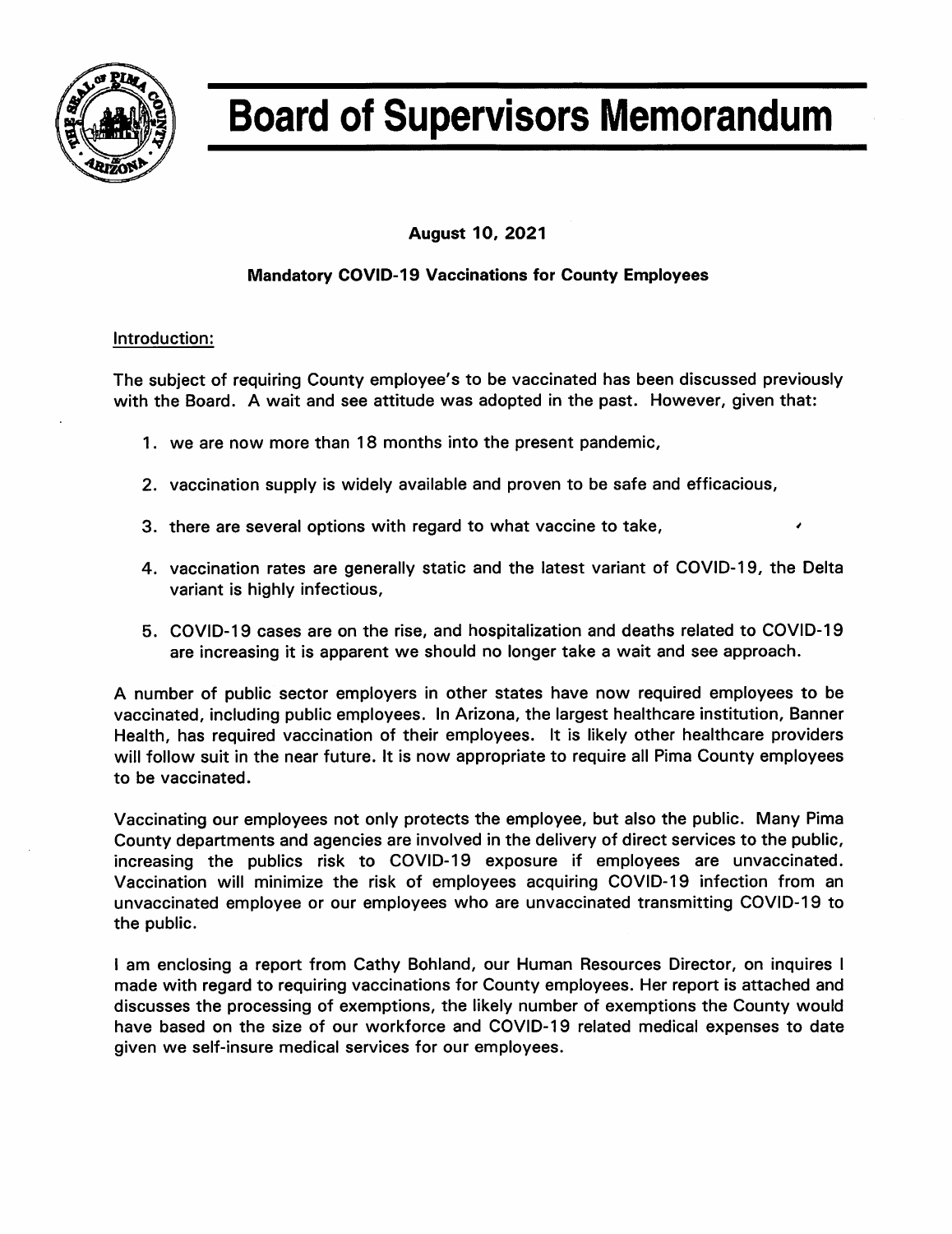# Board of Supervisors Memorandum

**August 10, 2021**

**Mandatory COVID-19 Vaccinations for County Employees**

Introduction:

The subject of requiring County employee's to be vaccinated has been discussed previously with the Board. A wait and see attitude was adopted in the past. However, given that:

1. we are now more than 18 months into the present pandemic,
2. vaccination supply is widely available and proven to be safe and efficacious,
3. there are several options with regard to what vaccine to take,
4. vaccination rates are generally static and the latest variant of COVID-19, the Delta variant is highly infectious,
5. COVID-19 cases are on the rise, and hospitalization and deaths related to COVID-19 are increasing it is apparent we should no longer take a wait and see approach.

A number of public sector employers in other states have now required employees to be vaccinated, including public employees. In Arizona, the largest healthcare institution, Banner Health, has required vaccination of their employees. It is likely other healthcare providers will follow suit in the near future. It is now appropriate to require all Pima County employees to be vaccinated.

Vaccinating our employees not only protects the employee, but also the public. Many Pima County departments and agencies are involved in the delivery of direct services to the public, increasing the publics risk to COVID-19 exposure if employees are unvaccinated. Vaccination will minimize the risk of employees acquiring COVID-19 infection from an unvaccinated employee or our employees who are unvaccinated transmitting COVID-19 to the public.

I am enclosing a report from Cathy Bohland, our Human Resources Director, on inquires I made with regard to requiring vaccinations for County employees. Her report is attached and discusses the processing of exemptions, the likely number of exemptions the County would have based on the size of our workforce and COVID-19 related medical expenses to date given we self-insure medical services for our employees.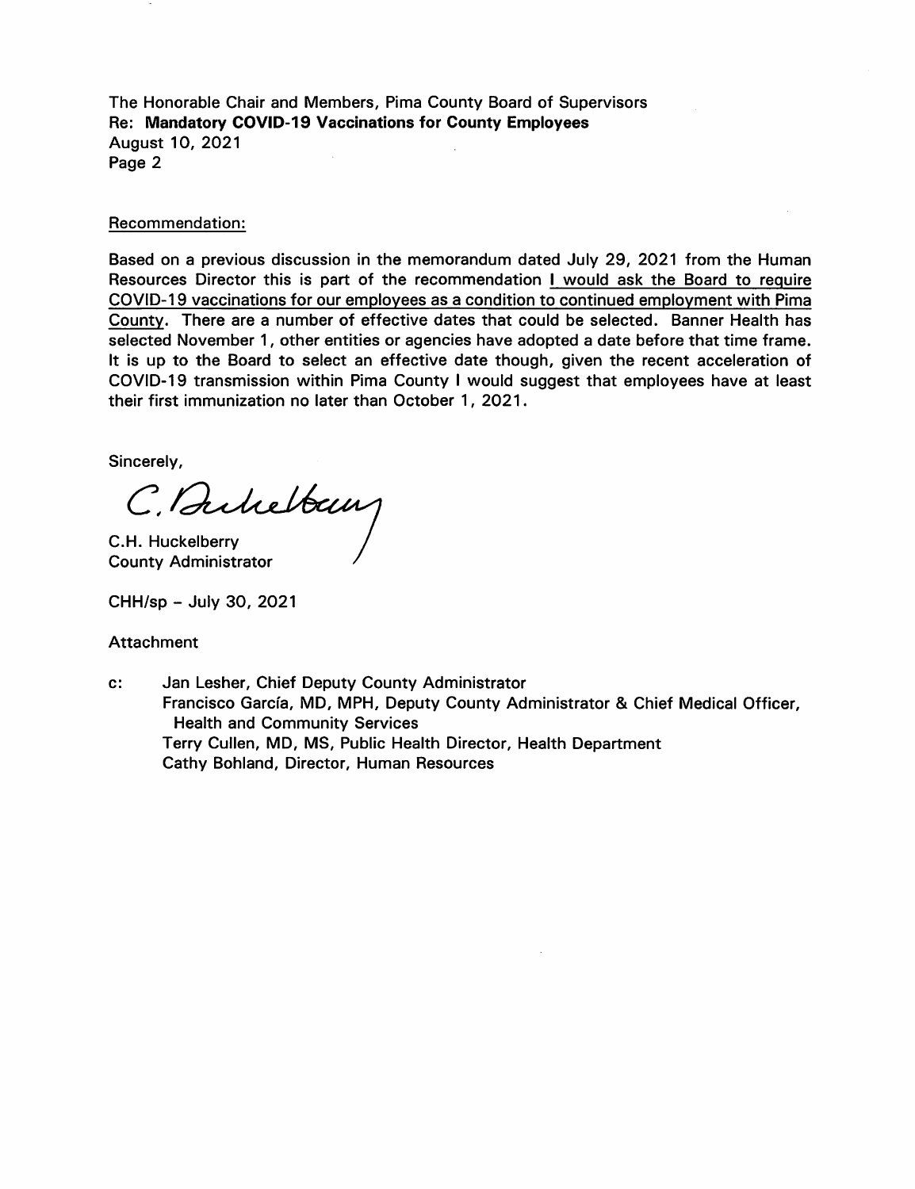Recommendation:

Based on a previous discussion in the memorandum dated July 29, 2021 from the Human Resources Director this is part of the recommendation I would ask the Board to require COVID-19 vaccinations for our employees as a condition to continued employment with Pima County. There are a number of effective dates that could be selected. Banner Health has selected November 1, other entities or agencies have adopted a date before that time frame. It is up to the Board to select an effective date though, given the recent acceleration of COVID-19 transmission within Pima County I would suggest that employees have at least their first immunization no later than October 1, 2021.

Sincerely,

C. Huckelberry

C.H. Huckelberry
County Administrator

CHH/sp – July 30, 2021

Attachment

c: Jan Lesher, Chief Deputy County Administrator
Francisco García, MD, MPH, Deputy County Administrator & Chief Medical Officer, Health and Community Services
Terry Cullen, MD, MS, Public Health Director, Health Department
Cathy Bohland, Director, Human Resources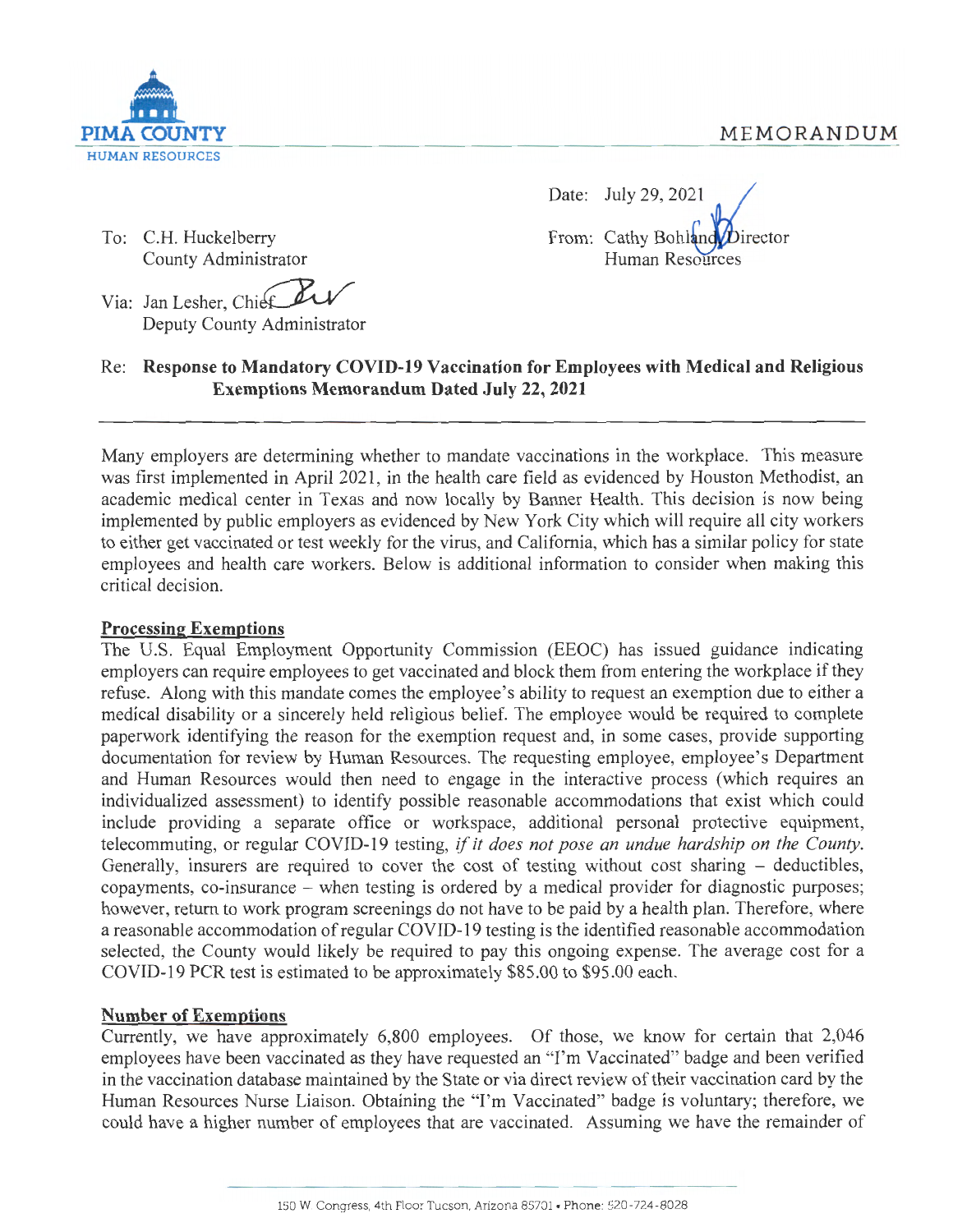PIMA COUNTY
HUMAN RESOURCES

# MEMORANDUM

Date: July 29, 2021

To: C.H. Huckelberry
County Administrator

From: Cathy Bohland, Director
Human Resources

Via: Jan Lesher, Chief
Deputy County Administrator

Re: **Response to Mandatory COVID-19 Vaccination for Employees with Medical and Religious Exemptions Memorandum Dated July 22, 2021**

---

Many employers are determining whether to mandate vaccinations in the workplace. This measure was first implemented in April 2021, in the health care field as evidenced by Houston Methodist, an academic medical center in Texas and now locally by Banner Health. This decision is now being implemented by public employers as evidenced by New York City which will require all city workers to either get vaccinated or test weekly for the virus, and California, which has a similar policy for state employees and health care workers. Below is additional information to consider when making this critical decision.

## Processing Exemptions

The U.S. Equal Employment Opportunity Commission (EEOC) has issued guidance indicating employers can require employees to get vaccinated and block them from entering the workplace if they refuse. Along with this mandate comes the employee's ability to request an exemption due to either a medical disability or a sincerely held religious belief. The employee would be required to complete paperwork identifying the reason for the exemption request and, in some cases, provide supporting documentation for review by Human Resources. The requesting employee, employee's Department and Human Resources would then need to engage in the interactive process (which requires an individualized assessment) to identify possible reasonable accommodations that exist which could include providing a separate office or workspace, additional personal protective equipment, telecommuting, or regular COVID-19 testing, *if it does not pose an undue hardship on the County.* Generally, insurers are required to cover the cost of testing without cost sharing – deductibles, copayments, co-insurance – when testing is ordered by a medical provider for diagnostic purposes; however, return to work program screenings do not have to be paid by a health plan. Therefore, where a reasonable accommodation of regular COVID-19 testing is the identified reasonable accommodation selected, the County would likely be required to pay this ongoing expense. The average cost for a COVID-19 PCR test is estimated to be approximately $85.00 to $95.00 each.

## Number of Exemptions

Currently, we have approximately 6,800 employees. Of those, we know for certain that 2,046 employees have been vaccinated as they have requested an "I'm Vaccinated" badge and been verified in the vaccination database maintained by the State or via direct review of their vaccination card by the Human Resources Nurse Liaison. Obtaining the "I'm Vaccinated" badge is voluntary; therefore, we could have a higher number of employees that are vaccinated. Assuming we have the remainder of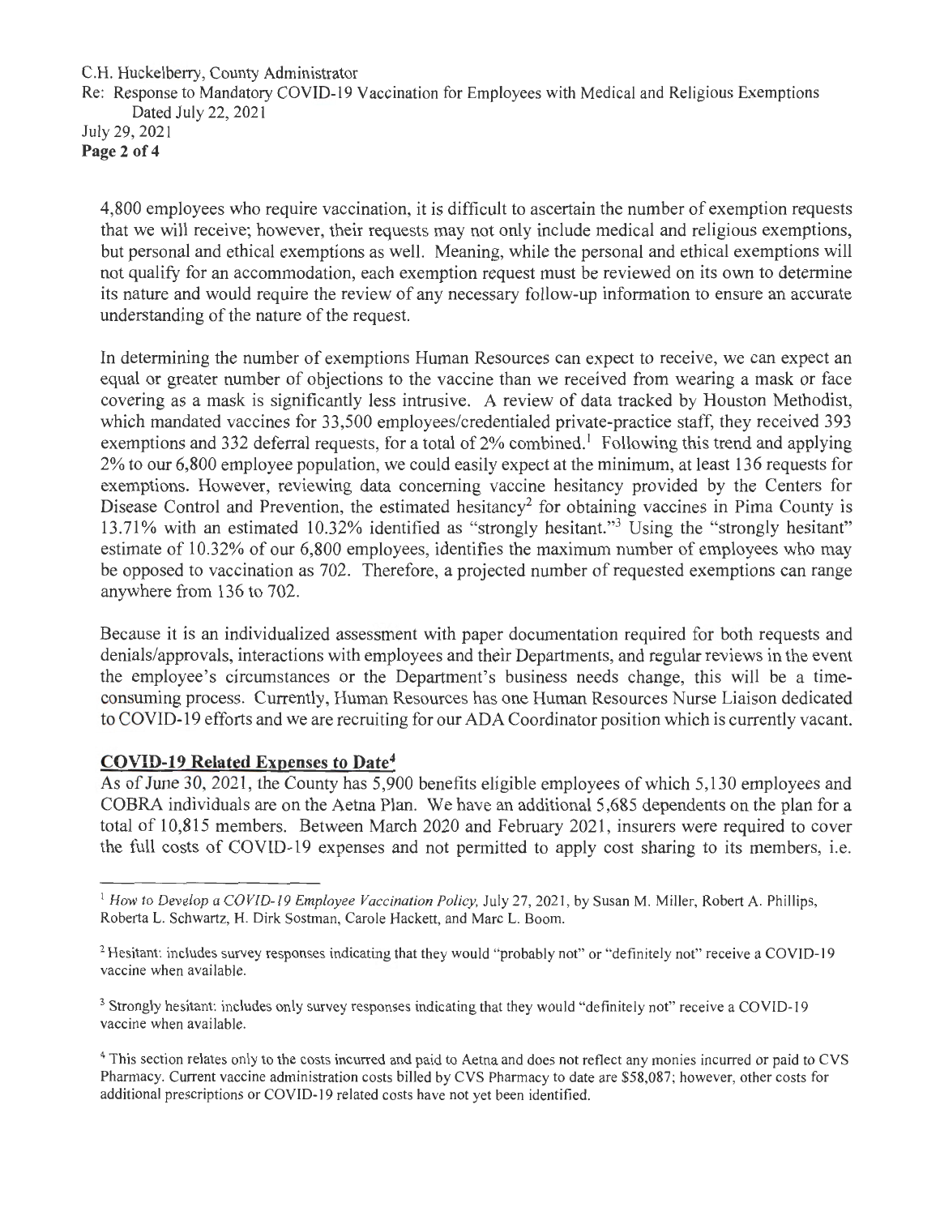4,800 employees who require vaccination, it is difficult to ascertain the number of exemption requests that we will receive; however, their requests may not only include medical and religious exemptions, but personal and ethical exemptions as well. Meaning, while the personal and ethical exemptions will not qualify for an accommodation, each exemption request must be reviewed on its own to determine its nature and would require the review of any necessary follow-up information to ensure an accurate understanding of the nature of the request.

In determining the number of exemptions Human Resources can expect to receive, we can expect an equal or greater number of objections to the vaccine than we received from wearing a mask or face covering as a mask is significantly less intrusive. A review of data tracked by Houston Methodist, which mandated vaccines for 33,500 employees/credentialed private-practice staff, they received 393 exemptions and 332 deferral requests, for a total of 2% combined.[1] Following this trend and applying 2% to our 6,800 employee population, we could easily expect at the minimum, at least 136 requests for exemptions. However, reviewing data concerning vaccine hesitancy provided by the Centers for Disease Control and Prevention, the estimated hesitancy[2] for obtaining vaccines in Pima County is 13.71% with an estimated 10.32% identified as "strongly hesitant."[3] Using the "strongly hesitant" estimate of 10.32% of our 6,800 employees, identifies the maximum number of employees who may be opposed to vaccination as 702. Therefore, a projected number of requested exemptions can range anywhere from 136 to 702.

Because it is an individualized assessment with paper documentation required for both requests and denials/approvals, interactions with employees and their Departments, and regular reviews in the event the employee's circumstances or the Department's business needs change, this will be a time-consuming process. Currently, Human Resources has one Human Resources Nurse Liaison dedicated to COVID-19 efforts and we are recruiting for our ADA Coordinator position which is currently vacant.

## COVID-19 Related Expenses to Date[4]

As of June 30, 2021, the County has 5,900 benefits eligible employees of which 5,130 employees and COBRA individuals are on the Aetna Plan. We have an additional 5,685 dependents on the plan for a total of 10,815 members. Between March 2020 and February 2021, insurers were required to cover the full costs of COVID-19 expenses and not permitted to apply cost sharing to its members, i.e.

---

[1] *How to Develop a COVID-19 Employee Vaccination Policy,* July 27, 2021, by Susan M. Miller, Robert A. Phillips, Roberta L. Schwartz, H. Dirk Sostman, Carole Hackett, and Marc L. Boom.

[2] Hesitant: includes survey responses indicating that they would "probably not" or "definitely not" receive a COVID-19 vaccine when available.

[3] Strongly hesitant: includes only survey responses indicating that they would "definitely not" receive a COVID-19 vaccine when available.

[4] This section relates only to the costs incurred and paid to Aetna and does not reflect any monies incurred or paid to CVS Pharmacy. Current vaccine administration costs billed by CVS Pharmacy to date are $58,087; however, other costs for additional prescriptions or COVID-19 related costs have not yet been identified.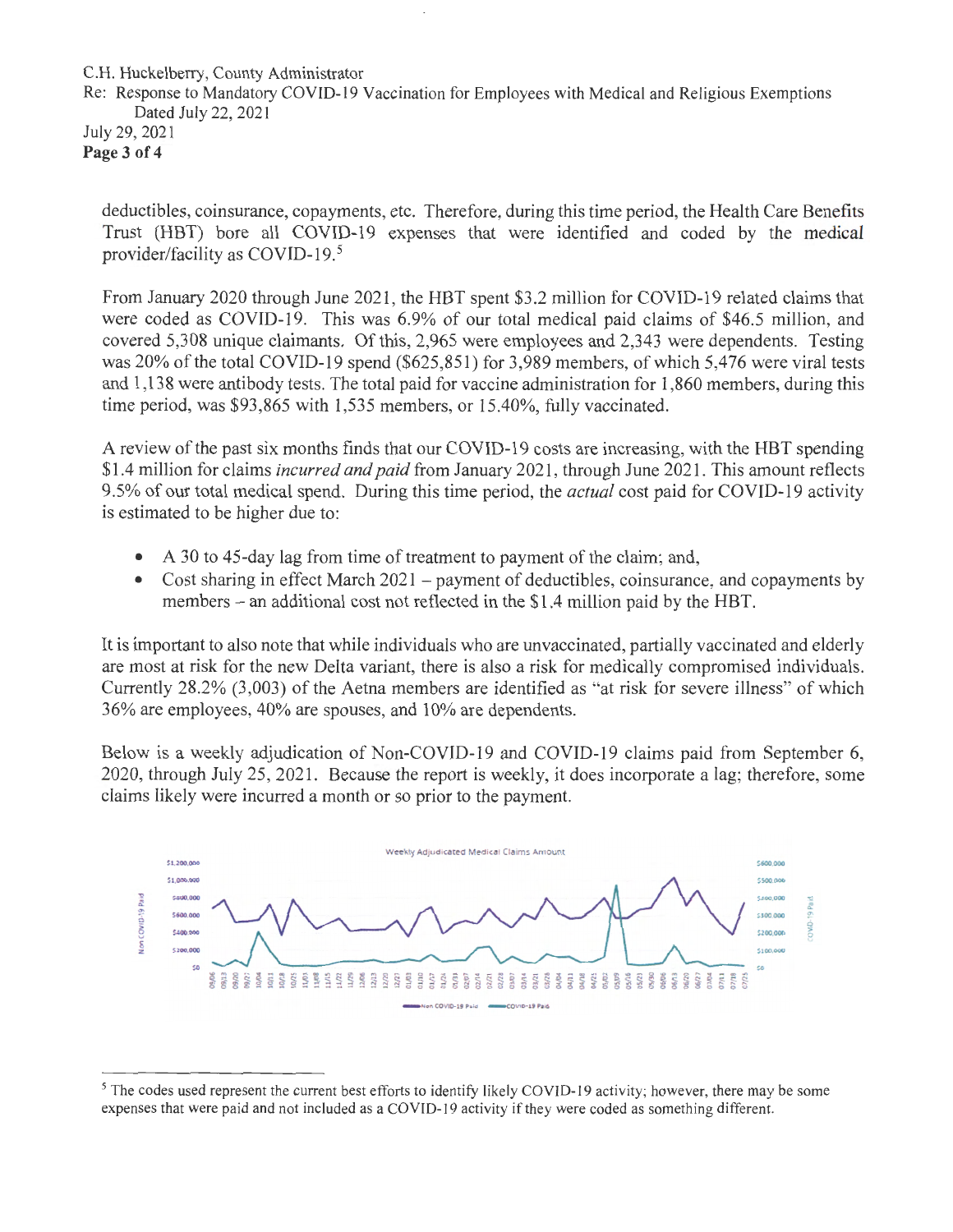deductibles, coinsurance, copayments, etc. Therefore, during this time period, the Health Care Benefits Trust (HBT) bore all COVID-19 expenses that were identified and coded by the medical provider/facility as COVID-19.[5]

From January 2020 through June 2021, the HBT spent $3.2 million for COVID-19 related claims that were coded as COVID-19. This was 6.9% of our total medical paid claims of $46.5 million, and covered 5,308 unique claimants. Of this, 2,965 were employees and 2,343 were dependents. Testing was 20% of the total COVID-19 spend ($625,851) for 3,989 members, of which 5,476 were viral tests and 1,138 were antibody tests. The total paid for vaccine administration for 1,860 members, during this time period, was $93,865 with 1,535 members, or 15.40%, fully vaccinated.

A review of the past six months finds that our COVID-19 costs are increasing, with the HBT spending $1.4 million for claims *incurred and paid* from January 2021, through June 2021. This amount reflects 9.5% of our total medical spend. During this time period, the *actual* cost paid for COVID-19 activity is estimated to be higher due to:

- A 30 to 45-day lag from time of treatment to payment of the claim; and,
- Cost sharing in effect March 2021 – payment of deductibles, coinsurance, and copayments by members – an additional cost not reflected in the $1.4 million paid by the HBT.

It is important to also note that while individuals who are unvaccinated, partially vaccinated and elderly are most at risk for the new Delta variant, there is also a risk for medically compromised individuals. Currently 28.2% (3,003) of the Aetna members are identified as "at risk for severe illness" of which 36% are employees, 40% are spouses, and 10% are dependents.

Below is a weekly adjudication of Non-COVID-19 and COVID-19 claims paid from September 6, 2020, through July 25, 2021. Because the report is weekly, it does incorporate a lag; therefore, some claims likely were incurred a month or so prior to the payment.

Weekly Adjudicated Medical Claims Amount

[5] The codes used represent the current best efforts to identify likely COVID-19 activity; however, there may be some expenses that were paid and not included as a COVID-19 activity if they were coded as something different.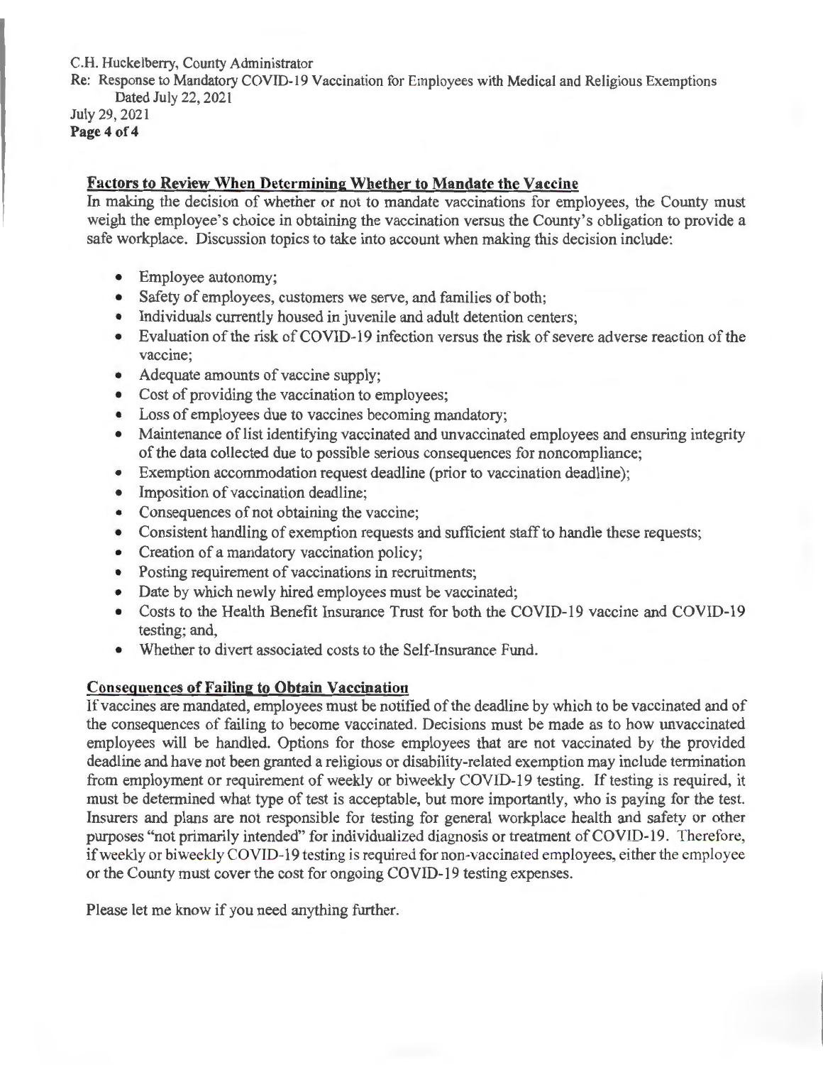## Factors to Review When Determining Whether to Mandate the Vaccine

In making the decision of whether or not to mandate vaccinations for employees, the County must weigh the employee's choice in obtaining the vaccination versus the County's obligation to provide a safe workplace. Discussion topics to take into account when making this decision include:

- Employee autonomy;
- Safety of employees, customers we serve, and families of both;
- Individuals currently housed in juvenile and adult detention centers;
- Evaluation of the risk of COVID-19 infection versus the risk of severe adverse reaction of the vaccine;
- Adequate amounts of vaccine supply;
- Cost of providing the vaccination to employees;
- Loss of employees due to vaccines becoming mandatory;
- Maintenance of list identifying vaccinated and unvaccinated employees and ensuring integrity of the data collected due to possible serious consequences for noncompliance;
- Exemption accommodation request deadline (prior to vaccination deadline);
- Imposition of vaccination deadline;
- Consequences of not obtaining the vaccine;
- Consistent handling of exemption requests and sufficient staff to handle these requests;
- Creation of a mandatory vaccination policy;
- Posting requirement of vaccinations in recruitments;
- Date by which newly hired employees must be vaccinated;
- Costs to the Health Benefit Insurance Trust for both the COVID-19 vaccine and COVID-19 testing; and,
- Whether to divert associated costs to the Self-Insurance Fund.

## Consequences of Failing to Obtain Vaccination

If vaccines are mandated, employees must be notified of the deadline by which to be vaccinated and of the consequences of failing to become vaccinated. Decisions must be made as to how unvaccinated employees will be handled. Options for those employees that are not vaccinated by the provided deadline and have not been granted a religious or disability-related exemption may include termination from employment or requirement of weekly or biweekly COVID-19 testing. If testing is required, it must be determined what type of test is acceptable, but more importantly, who is paying for the test. Insurers and plans are not responsible for testing for general workplace health and safety or other purposes "not primarily intended" for individualized diagnosis or treatment of COVID-19. Therefore, if weekly or biweekly COVID-19 testing is required for non-vaccinated employees, either the employee or the County must cover the cost for ongoing COVID-19 testing expenses.

Please let me know if you need anything further.